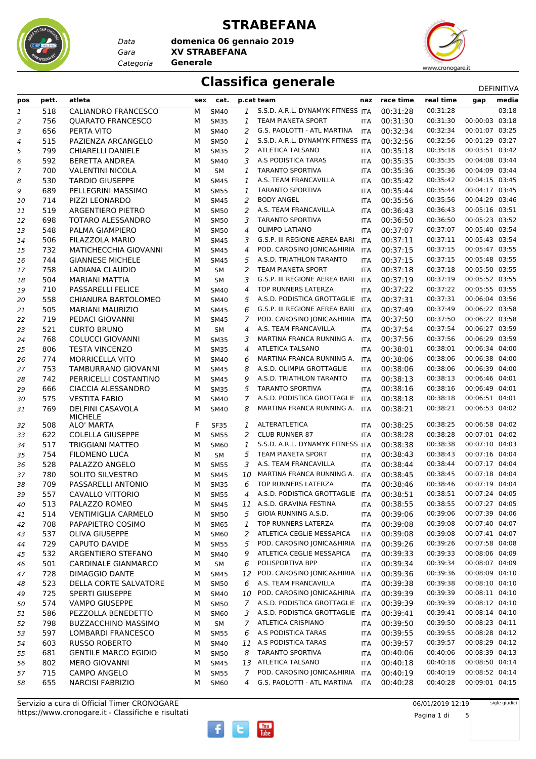# STRABEFANA

| | |
|---|---|
| *Data* | **domenica 06 gennaio 2019** |
| *Gara* | **XV STRABEFANA** |
| *Categoria* | **Generale** |

## Classifica generale

DEFINITIVA

| pos | pett. | atleta | sex | cat. | p.cat | team | naz | race time | real time | gap | media |
|---|---|---|---|---|---|---|---|---|---|---|---|
| 1 | 518 | CALIANDRO FRANCESCO | M | SM40 | 1 | S.S.D. A.R.L. DYNAMYK FITNESS | ITA | 00:31:28 | 00:31:28 | | 03:18 |
| 2 | 756 | QUARATO FRANCESCO | M | SM35 | 1 | TEAM PIANETA SPORT | ITA | 00:31:30 | 00:31:30 | 00:00:03 | 03:18 |
| 3 | 656 | PERTA VITO | M | SM40 | 2 | G.S. PAOLOTTI - ATL MARTINA | ITA | 00:32:34 | 00:32:34 | 00:01:07 | 03:25 |
| 4 | 515 | PAZIENZA ARCANGELO | M | SM50 | 1 | S.S.D. A.R.L. DYNAMYK FITNESS | ITA | 00:32:56 | 00:32:56 | 00:01:29 | 03:27 |
| 5 | 799 | CHIARELLI DANIELE | M | SM35 | 2 | ATLETICA TALSANO | ITA | 00:35:18 | 00:35:18 | 00:03:51 | 03:42 |
| 6 | 592 | BERETTA ANDREA | M | SM40 | 3 | A.S PODISTICA TARAS | ITA | 00:35:35 | 00:35:35 | 00:04:08 | 03:44 |
| 7 | 700 | VALENTINI NICOLA | M | SM | 1 | TARANTO SPORTIVA | ITA | 00:35:36 | 00:35:36 | 00:04:09 | 03:44 |
| 8 | 530 | TARDIO GIUSEPPE | M | SM45 | 1 | A.S. TEAM FRANCAVILLA | ITA | 00:35:42 | 00:35:42 | 00:04:15 | 03:45 |
| 9 | 689 | PELLEGRINI MASSIMO | M | SM55 | 1 | TARANTO SPORTIVA | ITA | 00:35:44 | 00:35:44 | 00:04:17 | 03:45 |
| 10 | 714 | PIZZI LEONARDO | M | SM45 | 2 | BODY ANGEL | ITA | 00:35:56 | 00:35:56 | 00:04:29 | 03:46 |
| 11 | 519 | ARGENTIERO PIETRO | M | SM50 | 2 | A.S. TEAM FRANCAVILLA | ITA | 00:36:43 | 00:36:43 | 00:05:16 | 03:51 |
| 12 | 698 | TOTARO ALESSANDRO | M | SM50 | 3 | TARANTO SPORTIVA | ITA | 00:36:50 | 00:36:50 | 00:05:23 | 03:52 |
| 13 | 548 | PALMA GIAMPIERO | M | SM50 | 4 | OLIMPO LATIANO | ITA | 00:37:07 | 00:37:07 | 00:05:40 | 03:54 |
| 14 | 506 | FILAZZOLA MARIO | M | SM45 | 3 | G.S.P. III REGIONE AEREA BARI | ITA | 00:37:11 | 00:37:11 | 00:05:43 | 03:54 |
| 15 | 732 | MATICHECCHIA GIOVANNI | M | SM45 | 4 | POD. CAROSINO JONICA&HIRIA | ITA | 00:37:15 | 00:37:15 | 00:05:47 | 03:55 |
| 16 | 744 | GIANNESE MICHELE | M | SM45 | 5 | A.S.D. TRIATHLON TARANTO | ITA | 00:37:15 | 00:37:15 | 00:05:48 | 03:55 |
| 17 | 758 | LADIANA CLAUDIO | M | SM | 2 | TEAM PIANETA SPORT | ITA | 00:37:18 | 00:37:18 | 00:05:50 | 03:55 |
| 18 | 504 | MARIANI MATTIA | M | SM | 3 | G.S.P. III REGIONE AEREA BARI | ITA | 00:37:19 | 00:37:19 | 00:05:52 | 03:55 |
| 19 | 710 | PASSARELLI FELICE | M | SM40 | 4 | TOP RUNNERS LATERZA | ITA | 00:37:22 | 00:37:22 | 00:05:55 | 03:55 |
| 20 | 558 | CHIANURA BARTOLOMEO | M | SM40 | 5 | A.S.D. PODISTICA GROTTAGLIE | ITA | 00:37:31 | 00:37:31 | 00:06:04 | 03:56 |
| 21 | 505 | MARIANI MAURIZIO | M | SM45 | 6 | G.S.P. III REGIONE AEREA BARI | ITA | 00:37:49 | 00:37:49 | 00:06:22 | 03:58 |
| 22 | 719 | PEDACI GIOVANNI | M | SM45 | 7 | POD. CAROSINO JONICA&HIRIA | ITA | 00:37:50 | 00:37:50 | 00:06:22 | 03:58 |
| 23 | 521 | CURTO BRUNO | M | SM | 4 | A.S. TEAM FRANCAVILLA | ITA | 00:37:54 | 00:37:54 | 00:06:27 | 03:59 |
| 24 | 768 | COLUCCI GIOVANNI | M | SM35 | 3 | MARTINA FRANCA RUNNING A. | ITA | 00:37:56 | 00:37:56 | 00:06:29 | 03:59 |
| 25 | 806 | TESTA VINCENZO | M | SM35 | 4 | ATLETICA TALSANO | ITA | 00:38:01 | 00:38:01 | 00:06:34 | 04:00 |
| 26 | 774 | MORRICELLA VITO | M | SM40 | 6 | MARTINA FRANCA RUNNING A. | ITA | 00:38:06 | 00:38:06 | 00:06:38 | 04:00 |
| 27 | 753 | TAMBURRANO GIOVANNI | M | SM45 | 8 | A.S.D. OLIMPIA GROTTAGLIE | ITA | 00:38:06 | 00:38:06 | 00:06:39 | 04:00 |
| 28 | 742 | PERRICELLI COSTANTINO | M | SM45 | 9 | A.S.D. TRIATHLON TARANTO | ITA | 00:38:13 | 00:38:13 | 00:06:46 | 04:01 |
| 29 | 666 | CIACCIA ALESSANDRO | M | SM35 | 5 | TARANTO SPORTIVA | ITA | 00:38:16 | 00:38:16 | 00:06:49 | 04:01 |
| 30 | 575 | VESTITA FABIO | M | SM40 | 7 | A.S.D. PODISTICA GROTTAGLIE | ITA | 00:38:18 | 00:38:18 | 00:06:51 | 04:01 |
| 31 | 769 | DELFINI CASAVOLA MICHELE | M | SM40 | 8 | MARTINA FRANCA RUNNING A. | ITA | 00:38:21 | 00:38:21 | 00:06:53 | 04:02 |
| 32 | 508 | ALO' MARTA | F | SF35 | 1 | ALTERATLETICA | ITA | 00:38:25 | 00:38:25 | 00:06:58 | 04:02 |
| 33 | 622 | COLELLA GIUSEPPE | M | SM55 | 2 | CLUB RUNNER 87 | ITA | 00:38:28 | 00:38:28 | 00:07:01 | 04:02 |
| 34 | 517 | TRIGGIANI MATTEO | M | SM60 | 1 | S.S.D. A.R.L. DYNAMYK FITNESS | ITA | 00:38:38 | 00:38:38 | 00:07:10 | 04:03 |
| 35 | 754 | FILOMENO LUCA | M | SM | 5 | TEAM PIANETA SPORT | ITA | 00:38:43 | 00:38:43 | 00:07:16 | 04:04 |
| 36 | 528 | PALAZZO ANGELO | M | SM55 | 3 | A.S. TEAM FRANCAVILLA | ITA | 00:38:44 | 00:38:44 | 00:07:17 | 04:04 |
| 37 | 780 | SOLITO SILVESTRO | M | SM45 | 10 | MARTINA FRANCA RUNNING A. | ITA | 00:38:45 | 00:38:45 | 00:07:18 | 04:04 |
| 38 | 709 | PASSARELLI ANTONIO | M | SM35 | 6 | TOP RUNNERS LATERZA | ITA | 00:38:46 | 00:38:46 | 00:07:19 | 04:04 |
| 39 | 557 | CAVALLO VITTORIO | M | SM55 | 4 | A.S.D. PODISTICA GROTTAGLIE | ITA | 00:38:51 | 00:38:51 | 00:07:24 | 04:05 |
| 40 | 513 | PALAZZO ROMEO | M | SM45 | 11 | A.S.D. GRAVINA FESTINA | ITA | 00:38:55 | 00:38:55 | 00:07:27 | 04:05 |
| 41 | 514 | VENTIMIGLIA CARMELO | M | SM50 | 5 | GIOIA RUNNING A.S.D. | ITA | 00:39:06 | 00:39:06 | 00:07:39 | 04:06 |
| 42 | 708 | PAPAPIETRO COSIMO | M | SM65 | 1 | TOP RUNNERS LATERZA | ITA | 00:39:08 | 00:39:08 | 00:07:40 | 04:07 |
| 43 | 537 | OLIVA GIUSEPPE | M | SM60 | 2 | ATLETICA CEGLIE MESSAPICA | ITA | 00:39:08 | 00:39:08 | 00:07:41 | 04:07 |
| 44 | 729 | CAPUTO DAVIDE | M | SM55 | 5 | POD. CAROSINO JONICA&HIRIA | ITA | 00:39:26 | 00:39:26 | 00:07:58 | 04:08 |
| 45 | 532 | ARGENTIERO STEFANO | M | SM40 | 9 | ATLETICA CEGLIE MESSAPICA | ITA | 00:39:33 | 00:39:33 | 00:08:06 | 04:09 |
| 46 | 501 | CARDINALE GIANMARCO | M | SM | 6 | POLISPORTIVA BPP | ITA | 00:39:34 | 00:39:34 | 00:08:07 | 04:09 |
| 47 | 728 | DIMAGGIO DANTE | M | SM45 | 12 | POD. CAROSINO JONICA&HIRIA | ITA | 00:39:36 | 00:39:36 | 00:08:09 | 04:10 |
| 48 | 523 | DELLA CORTE SALVATORE | M | SM50 | 6 | A.S. TEAM FRANCAVILLA | ITA | 00:39:38 | 00:39:38 | 00:08:10 | 04:10 |
| 49 | 725 | SPERTI GIUSEPPE | M | SM40 | 10 | POD. CAROSINO JONICA&HIRIA | ITA | 00:39:39 | 00:39:39 | 00:08:11 | 04:10 |
| 50 | 574 | VAMPO GIUSEPPE | M | SM50 | 7 | A.S.D. PODISTICA GROTTAGLIE | ITA | 00:39:39 | 00:39:39 | 00:08:12 | 04:10 |
| 51 | 586 | PEZZOLLA BENEDETTO | M | SM60 | 3 | A.S.D. PODISTICA GROTTAGLIE | ITA | 00:39:41 | 00:39:41 | 00:08:14 | 04:10 |
| 52 | 798 | BUZZACCHINO MASSIMO | M | SM | 7 | ATLETICA CRISPIANO | ITA | 00:39:50 | 00:39:50 | 00:08:23 | 04:11 |
| 53 | 597 | LOMBARDI FRANCESCO | M | SM55 | 6 | A.S PODISTICA TARAS | ITA | 00:39:55 | 00:39:55 | 00:08:28 | 04:12 |
| 54 | 603 | RUSSO ROBERTO | M | SM40 | 11 | A.S PODISTICA TARAS | ITA | 00:39:57 | 00:39:57 | 00:08:29 | 04:12 |
| 55 | 681 | GENTILE MARCO EGIDIO | M | SM50 | 8 | TARANTO SPORTIVA | ITA | 00:40:06 | 00:40:06 | 00:08:39 | 04:13 |
| 56 | 802 | MERO GIOVANNI | M | SM45 | 13 | ATLETICA TALSANO | ITA | 00:40:18 | 00:40:18 | 00:08:50 | 04:14 |
| 57 | 715 | CAMPO ANGELO | M | SM55 | 7 | POD. CAROSINO JONICA&HIRIA | ITA | 00:40:19 | 00:40:19 | 00:08:52 | 04:14 |
| 58 | 655 | NARCISI FABRIZIO | M | SM60 | 4 | G.S. PAOLOTTI - ATL MARTINA | ITA | 00:40:28 | 00:40:28 | 00:09:01 | 04:15 |

Servizio a cura di Official Timer CRONOGARE
https://www.cronogare.it - Classifiche e risultati

06/01/2019 12:19

sigle giudici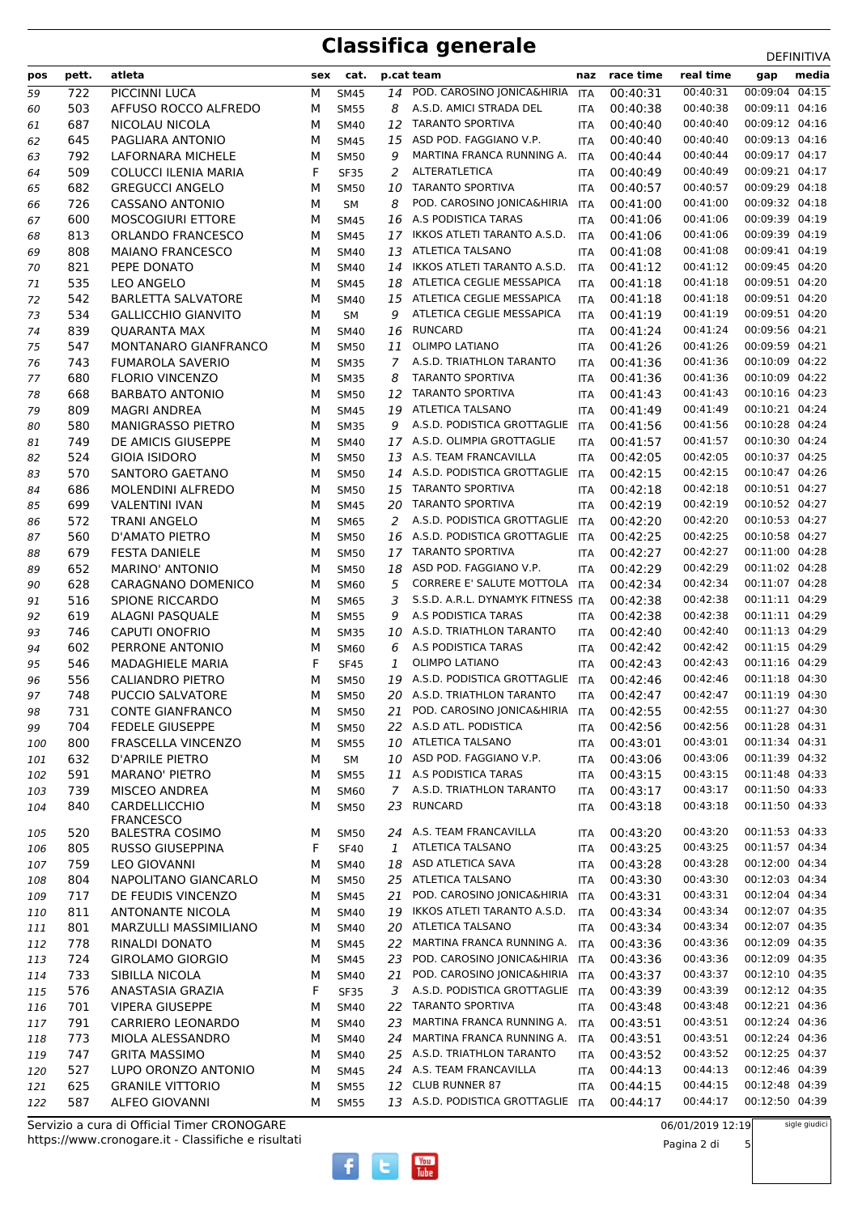# Classifica generale

DEFINITIVA

| pos | pett. | atleta | sex | cat. | p.cat | team | naz | race time | real time | gap | media |
|---|---|---|---|---|---|---|---|---|---|---|---|
| 59 | 722 | PICCINNI LUCA | M | SM45 | 14 | POD. CAROSINO JONICA&HIRIA | ITA | 00:40:31 | 00:40:31 | 00:09:04 | 04:15 |
| 60 | 503 | AFFUSO ROCCO ALFREDO | M | SM55 | 8 | A.S.D. AMICI STRADA DEL | ITA | 00:40:38 | 00:40:38 | 00:09:11 | 04:16 |
| 61 | 687 | NICOLAU NICOLA | M | SM40 | 12 | TARANTO SPORTIVA | ITA | 00:40:40 | 00:40:40 | 00:09:12 | 04:16 |
| 62 | 645 | PAGLIARA ANTONIO | M | SM45 | 15 | ASD POD. FAGGIANO V.P. | ITA | 00:40:40 | 00:40:40 | 00:09:13 | 04:16 |
| 63 | 792 | LAFORNARA MICHELE | M | SM50 | 9 | MARTINA FRANCA RUNNING A. | ITA | 00:40:44 | 00:40:44 | 00:09:17 | 04:17 |
| 64 | 509 | COLUCCI ILENIA MARIA | F | SF35 | 2 | ALTERATLETICA | ITA | 00:40:49 | 00:40:49 | 00:09:21 | 04:17 |
| 65 | 682 | GREGUCCI ANGELO | M | SM50 | 10 | TARANTO SPORTIVA | ITA | 00:40:57 | 00:40:57 | 00:09:29 | 04:18 |
| 66 | 726 | CASSANO ANTONIO | M | SM | 8 | POD. CAROSINO JONICA&HIRIA | ITA | 00:41:00 | 00:41:00 | 00:09:32 | 04:18 |
| 67 | 600 | MOSCOGIURI ETTORE | M | SM45 | 16 | A.S PODISTICA TARAS | ITA | 00:41:06 | 00:41:06 | 00:09:39 | 04:19 |
| 68 | 813 | ORLANDO FRANCESCO | M | SM45 | 17 | IKKOS ATLETI TARANTO A.S.D. | ITA | 00:41:06 | 00:41:06 | 00:09:39 | 04:19 |
| 69 | 808 | MAIANO FRANCESCO | M | SM40 | 13 | ATLETICA TALSANO | ITA | 00:41:08 | 00:41:08 | 00:09:41 | 04:19 |
| 70 | 821 | PEPE DONATO | M | SM40 | 14 | IKKOS ATLETI TARANTO A.S.D. | ITA | 00:41:12 | 00:41:12 | 00:09:45 | 04:20 |
| 71 | 535 | LEO ANGELO | M | SM45 | 18 | ATLETICA CEGLIE MESSAPICA | ITA | 00:41:18 | 00:41:18 | 00:09:51 | 04:20 |
| 72 | 542 | BARLETTA SALVATORE | M | SM40 | 15 | ATLETICA CEGLIE MESSAPICA | ITA | 00:41:18 | 00:41:18 | 00:09:51 | 04:20 |
| 73 | 534 | GALLICCHIO GIANVITO | M | SM | 9 | ATLETICA CEGLIE MESSAPICA | ITA | 00:41:19 | 00:41:19 | 00:09:51 | 04:20 |
| 74 | 839 | QUARANTA MAX | M | SM40 | 16 | RUNCARD | ITA | 00:41:24 | 00:41:24 | 00:09:56 | 04:21 |
| 75 | 547 | MONTANARO GIANFRANCO | M | SM50 | 11 | OLIMPO LATIANO | ITA | 00:41:26 | 00:41:26 | 00:09:59 | 04:21 |
| 76 | 743 | FUMAROLA SAVERIO | M | SM35 | 7 | A.S.D. TRIATHLON TARANTO | ITA | 00:41:36 | 00:41:36 | 00:10:09 | 04:22 |
| 77 | 680 | FLORIO VINCENZO | M | SM35 | 8 | TARANTO SPORTIVA | ITA | 00:41:36 | 00:41:36 | 00:10:09 | 04:22 |
| 78 | 668 | BARBATO ANTONIO | M | SM50 | 12 | TARANTO SPORTIVA | ITA | 00:41:43 | 00:41:43 | 00:10:16 | 04:23 |
| 79 | 809 | MAGRI ANDREA | M | SM45 | 19 | ATLETICA TALSANO | ITA | 00:41:49 | 00:41:49 | 00:10:21 | 04:24 |
| 80 | 580 | MANIGRASSO PIETRO | M | SM35 | 9 | A.S.D. PODISTICA GROTTAGLIE | ITA | 00:41:56 | 00:41:56 | 00:10:28 | 04:24 |
| 81 | 749 | DE AMICIS GIUSEPPE | M | SM40 | 17 | A.S.D. OLIMPIA GROTTAGLIE | ITA | 00:41:57 | 00:41:57 | 00:10:30 | 04:24 |
| 82 | 524 | GIOIA ISIDORO | M | SM50 | 13 | A.S. TEAM FRANCAVILLA | ITA | 00:42:05 | 00:42:05 | 00:10:37 | 04:25 |
| 83 | 570 | SANTORO GAETANO | M | SM50 | 14 | A.S.D. PODISTICA GROTTAGLIE | ITA | 00:42:15 | 00:42:15 | 00:10:47 | 04:26 |
| 84 | 686 | MOLENDINI ALFREDO | M | SM50 | 15 | TARANTO SPORTIVA | ITA | 00:42:18 | 00:42:18 | 00:10:51 | 04:27 |
| 85 | 699 | VALENTINI IVAN | M | SM45 | 20 | TARANTO SPORTIVA | ITA | 00:42:19 | 00:42:19 | 00:10:52 | 04:27 |
| 86 | 572 | TRANI ANGELO | M | SM65 | 2 | A.S.D. PODISTICA GROTTAGLIE | ITA | 00:42:20 | 00:42:20 | 00:10:53 | 04:27 |
| 87 | 560 | D'AMATO PIETRO | M | SM50 | 16 | A.S.D. PODISTICA GROTTAGLIE | ITA | 00:42:25 | 00:42:25 | 00:10:58 | 04:27 |
| 88 | 679 | FESTA DANIELE | M | SM50 | 17 | TARANTO SPORTIVA | ITA | 00:42:27 | 00:42:27 | 00:11:00 | 04:28 |
| 89 | 652 | MARINO' ANTONIO | M | SM50 | 18 | ASD POD. FAGGIANO V.P. | ITA | 00:42:29 | 00:42:29 | 00:11:02 | 04:28 |
| 90 | 628 | CARAGNANO DOMENICO | M | SM60 | 5 | CORRERE E' SALUTE MOTTOLA | ITA | 00:42:34 | 00:42:34 | 00:11:07 | 04:28 |
| 91 | 516 | SPIONE RICCARDO | M | SM65 | 3 | S.S.D. A.R.L. DYNAMYK FITNESS | ITA | 00:42:38 | 00:42:38 | 00:11:11 | 04:29 |
| 92 | 619 | ALAGNI PASQUALE | M | SM55 | 9 | A.S PODISTICA TARAS | ITA | 00:42:38 | 00:42:38 | 00:11:11 | 04:29 |
| 93 | 746 | CAPUTI ONOFRIO | M | SM35 | 10 | A.S.D. TRIATHLON TARANTO | ITA | 00:42:40 | 00:42:40 | 00:11:13 | 04:29 |
| 94 | 602 | PERRONE ANTONIO | M | SM60 | 6 | A.S PODISTICA TARAS | ITA | 00:42:42 | 00:42:42 | 00:11:15 | 04:29 |
| 95 | 546 | MADAGHIELE MARIA | F | SF45 | 1 | OLIMPO LATIANO | ITA | 00:42:43 | 00:42:43 | 00:11:16 | 04:29 |
| 96 | 556 | CALIANDRO PIETRO | M | SM50 | 19 | A.S.D. PODISTICA GROTTAGLIE | ITA | 00:42:46 | 00:42:46 | 00:11:18 | 04:30 |
| 97 | 748 | PUCCIO SALVATORE | M | SM50 | 20 | A.S.D. TRIATHLON TARANTO | ITA | 00:42:47 | 00:42:47 | 00:11:19 | 04:30 |
| 98 | 731 | CONTE GIANFRANCO | M | SM50 | 21 | POD. CAROSINO JONICA&HIRIA | ITA | 00:42:55 | 00:42:55 | 00:11:27 | 04:30 |
| 99 | 704 | FEDELE GIUSEPPE | M | SM50 | 22 | A.S.D ATL. PODISTICA | ITA | 00:42:56 | 00:42:56 | 00:11:28 | 04:31 |
| 100 | 800 | FRASCELLA VINCENZO | M | SM55 | 10 | ATLETICA TALSANO | ITA | 00:43:01 | 00:43:01 | 00:11:34 | 04:31 |
| 101 | 632 | D'APRILE PIETRO | M | SM | 10 | ASD POD. FAGGIANO V.P. | ITA | 00:43:06 | 00:43:06 | 00:11:39 | 04:32 |
| 102 | 591 | MARANO' PIETRO | M | SM55 | 11 | A.S PODISTICA TARAS | ITA | 00:43:15 | 00:43:15 | 00:11:48 | 04:33 |
| 103 | 739 | MISCEO ANDREA | M | SM60 | 7 | A.S.D. TRIATHLON TARANTO | ITA | 00:43:17 | 00:43:17 | 00:11:50 | 04:33 |
| 104 | 840 | CARDELLICCHIO FRANCESCO | M | SM50 | 23 | RUNCARD | ITA | 00:43:18 | 00:43:18 | 00:11:50 | 04:33 |
| 105 | 520 | BALESTRA COSIMO | M | SM50 | 24 | A.S. TEAM FRANCAVILLA | ITA | 00:43:20 | 00:43:20 | 00:11:53 | 04:33 |
| 106 | 805 | RUSSO GIUSEPPINA | F | SF40 | 1 | ATLETICA TALSANO | ITA | 00:43:25 | 00:43:25 | 00:11:57 | 04:34 |
| 107 | 759 | LEO GIOVANNI | M | SM40 | 18 | ASD ATLETICA SAVA | ITA | 00:43:28 | 00:43:28 | 00:12:00 | 04:34 |
| 108 | 804 | NAPOLITANO GIANCARLO | M | SM50 | 25 | ATLETICA TALSANO | ITA | 00:43:30 | 00:43:30 | 00:12:03 | 04:34 |
| 109 | 717 | DE FEUDIS VINCENZO | M | SM45 | 21 | POD. CAROSINO JONICA&HIRIA | ITA | 00:43:31 | 00:43:31 | 00:12:04 | 04:34 |
| 110 | 811 | ANTONANTE NICOLA | M | SM40 | 19 | IKKOS ATLETI TARANTO A.S.D. | ITA | 00:43:34 | 00:43:34 | 00:12:07 | 04:35 |
| 111 | 801 | MARZULLI MASSIMILIANO | M | SM40 | 20 | ATLETICA TALSANO | ITA | 00:43:34 | 00:43:34 | 00:12:07 | 04:35 |
| 112 | 778 | RINALDI DONATO | M | SM45 | 22 | MARTINA FRANCA RUNNING A. | ITA | 00:43:36 | 00:43:36 | 00:12:09 | 04:35 |
| 113 | 724 | GIROLAMO GIORGIO | M | SM45 | 23 | POD. CAROSINO JONICA&HIRIA | ITA | 00:43:36 | 00:43:36 | 00:12:09 | 04:35 |
| 114 | 733 | SIBILLA NICOLA | M | SM40 | 21 | POD. CAROSINO JONICA&HIRIA | ITA | 00:43:37 | 00:43:37 | 00:12:10 | 04:35 |
| 115 | 576 | ANASTASIA GRAZIA | F | SF35 | 3 | A.S.D. PODISTICA GROTTAGLIE | ITA | 00:43:39 | 00:43:39 | 00:12:12 | 04:35 |
| 116 | 701 | VIPERA GIUSEPPE | M | SM40 | 22 | TARANTO SPORTIVA | ITA | 00:43:48 | 00:43:48 | 00:12:21 | 04:36 |
| 117 | 791 | CARRIERO LEONARDO | M | SM40 | 23 | MARTINA FRANCA RUNNING A. | ITA | 00:43:51 | 00:43:51 | 00:12:24 | 04:36 |
| 118 | 773 | MIOLA ALESSANDRO | M | SM40 | 24 | MARTINA FRANCA RUNNING A. | ITA | 00:43:51 | 00:43:51 | 00:12:24 | 04:36 |
| 119 | 747 | GRITA MASSIMO | M | SM40 | 25 | A.S.D. TRIATHLON TARANTO | ITA | 00:43:52 | 00:43:52 | 00:12:25 | 04:37 |
| 120 | 527 | LUPO ORONZO ANTONIO | M | SM45 | 24 | A.S. TEAM FRANCAVILLA | ITA | 00:44:13 | 00:44:13 | 00:12:46 | 04:39 |
| 121 | 625 | GRANILE VITTORIO | M | SM55 | 12 | CLUB RUNNER 87 | ITA | 00:44:15 | 00:44:15 | 00:12:48 | 04:39 |
| 122 | 587 | ALFEO GIOVANNI | M | SM55 | 13 | A.S.D. PODISTICA GROTTAGLIE | ITA | 00:44:17 | 00:44:17 | 00:12:50 | 04:39 |

Servizio a cura di Official Timer CRONOGARE
https://www.cronogare.it - Classifiche e risultati

06/01/2019 12:19

sigle giudici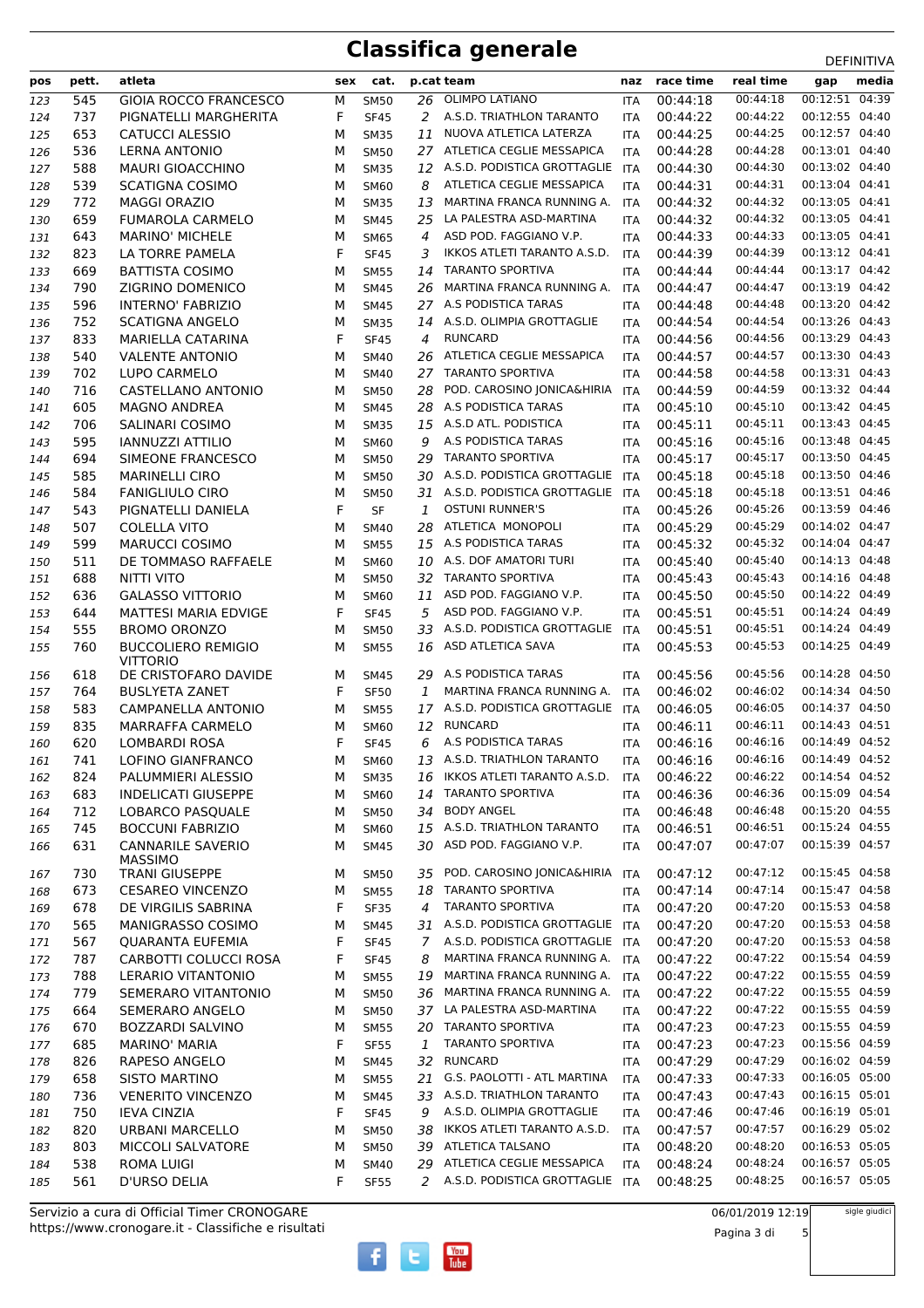# Classifica generale

DEFINITIVA

| pos | pett. | atleta | sex | cat. | p.cat | team | naz | race time | real time | gap | media |
|---|---|---|---|---|---|---|---|---|---|---|---|
| 123 | 545 | GIOIA ROCCO FRANCESCO | M | SM50 | 26 | OLIMPO LATIANO | ITA | 00:44:18 | 00:44:18 | 00:12:51 | 04:39 |
| 124 | 737 | PIGNATELLI MARGHERITA | F | SF45 | 2 | A.S.D. TRIATHLON TARANTO | ITA | 00:44:22 | 00:44:22 | 00:12:55 | 04:40 |
| 125 | 653 | CATUCCI ALESSIO | M | SM35 | 11 | NUOVA ATLETICA LATERZA | ITA | 00:44:25 | 00:44:25 | 00:12:57 | 04:40 |
| 126 | 536 | LERNA ANTONIO | M | SM50 | 27 | ATLETICA CEGLIE MESSAPICA | ITA | 00:44:28 | 00:44:28 | 00:13:01 | 04:40 |
| 127 | 588 | MAURI GIOACCHINO | M | SM35 | 12 | A.S.D. PODISTICA GROTTAGLIE | ITA | 00:44:30 | 00:44:30 | 00:13:02 | 04:40 |
| 128 | 539 | SCATIGNA COSIMO | M | SM60 | 8 | ATLETICA CEGLIE MESSAPICA | ITA | 00:44:31 | 00:44:31 | 00:13:04 | 04:41 |
| 129 | 772 | MAGGI ORAZIO | M | SM35 | 13 | MARTINA FRANCA RUNNING A. | ITA | 00:44:32 | 00:44:32 | 00:13:05 | 04:41 |
| 130 | 659 | FUMAROLA CARMELO | M | SM45 | 25 | LA PALESTRA ASD-MARTINA | ITA | 00:44:32 | 00:44:32 | 00:13:05 | 04:41 |
| 131 | 643 | MARINO' MICHELE | M | SM65 | 4 | ASD POD. FAGGIANO V.P. | ITA | 00:44:33 | 00:44:33 | 00:13:05 | 04:41 |
| 132 | 823 | LA TORRE PAMELA | F | SF45 | 3 | IKKOS ATLETI TARANTO A.S.D. | ITA | 00:44:39 | 00:44:39 | 00:13:12 | 04:41 |
| 133 | 669 | BATTISTA COSIMO | M | SM55 | 14 | TARANTO SPORTIVA | ITA | 00:44:44 | 00:44:44 | 00:13:17 | 04:42 |
| 134 | 790 | ZIGRINO DOMENICO | M | SM45 | 26 | MARTINA FRANCA RUNNING A. | ITA | 00:44:47 | 00:44:47 | 00:13:19 | 04:42 |
| 135 | 596 | INTERNO' FABRIZIO | M | SM45 | 27 | A.S PODISTICA TARAS | ITA | 00:44:48 | 00:44:48 | 00:13:20 | 04:42 |
| 136 | 752 | SCATIGNA ANGELO | M | SM35 | 14 | A.S.D. OLIMPIA GROTTAGLIE | ITA | 00:44:54 | 00:44:54 | 00:13:26 | 04:43 |
| 137 | 833 | MARIELLA CATARINA | F | SF45 | 4 | RUNCARD | ITA | 00:44:56 | 00:44:56 | 00:13:29 | 04:43 |
| 138 | 540 | VALENTE ANTONIO | M | SM40 | 26 | ATLETICA CEGLIE MESSAPICA | ITA | 00:44:57 | 00:44:57 | 00:13:30 | 04:43 |
| 139 | 702 | LUPO CARMELO | M | SM40 | 27 | TARANTO SPORTIVA | ITA | 00:44:58 | 00:44:58 | 00:13:31 | 04:43 |
| 140 | 716 | CASTELLANO ANTONIO | M | SM50 | 28 | POD. CAROSINO JONICA&HIRIA | ITA | 00:44:59 | 00:44:59 | 00:13:32 | 04:44 |
| 141 | 605 | MAGNO ANDREA | M | SM45 | 28 | A.S PODISTICA TARAS | ITA | 00:45:10 | 00:45:10 | 00:13:42 | 04:45 |
| 142 | 706 | SALINARI COSIMO | M | SM35 | 15 | A.S.D ATL. PODISTICA | ITA | 00:45:11 | 00:45:11 | 00:13:43 | 04:45 |
| 143 | 595 | IANNUZZI ATTILIO | M | SM60 | 9 | A.S PODISTICA TARAS | ITA | 00:45:16 | 00:45:16 | 00:13:48 | 04:45 |
| 144 | 694 | SIMEONE FRANCESCO | M | SM50 | 29 | TARANTO SPORTIVA | ITA | 00:45:17 | 00:45:17 | 00:13:50 | 04:45 |
| 145 | 585 | MARINELLI CIRO | M | SM50 | 30 | A.S.D. PODISTICA GROTTAGLIE | ITA | 00:45:18 | 00:45:18 | 00:13:50 | 04:46 |
| 146 | 584 | FANIGLIULO CIRO | M | SM50 | 31 | A.S.D. PODISTICA GROTTAGLIE | ITA | 00:45:18 | 00:45:18 | 00:13:51 | 04:46 |
| 147 | 543 | PIGNATELLI DANIELA | F | SF | 1 | OSTUNI RUNNER'S | ITA | 00:45:26 | 00:45:26 | 00:13:59 | 04:46 |
| 148 | 507 | COLELLA VITO | M | SM40 | 28 | ATLETICA MONOPOLI | ITA | 00:45:29 | 00:45:29 | 00:14:02 | 04:47 |
| 149 | 599 | MARUCCI COSIMO | M | SM55 | 15 | A.S PODISTICA TARAS | ITA | 00:45:32 | 00:45:32 | 00:14:04 | 04:47 |
| 150 | 511 | DE TOMMASO RAFFAELE | M | SM60 | 10 | A.S. DOF AMATORI TURI | ITA | 00:45:40 | 00:45:40 | 00:14:13 | 04:48 |
| 151 | 688 | NITTI VITO | M | SM50 | 32 | TARANTO SPORTIVA | ITA | 00:45:43 | 00:45:43 | 00:14:16 | 04:48 |
| 152 | 636 | GALASSO VITTORIO | M | SM60 | 11 | ASD POD. FAGGIANO V.P. | ITA | 00:45:50 | 00:45:50 | 00:14:22 | 04:49 |
| 153 | 644 | MATTESI MARIA EDVIGE | F | SF45 | 5 | ASD POD. FAGGIANO V.P. | ITA | 00:45:51 | 00:45:51 | 00:14:24 | 04:49 |
| 154 | 555 | BROMO ORONZO | M | SM50 | 33 | A.S.D. PODISTICA GROTTAGLIE | ITA | 00:45:51 | 00:45:51 | 00:14:24 | 04:49 |
| 155 | 760 | BUCCOLIERO REMIGIO VITTORIO | M | SM55 | 16 | ASD ATLETICA SAVA | ITA | 00:45:53 | 00:45:53 | 00:14:25 | 04:49 |
| 156 | 618 | DE CRISTOFARO DAVIDE | M | SM45 | 29 | A.S PODISTICA TARAS | ITA | 00:45:56 | 00:45:56 | 00:14:28 | 04:50 |
| 157 | 764 | BUSLYETA ZANET | F | SF50 | 1 | MARTINA FRANCA RUNNING A. | ITA | 00:46:02 | 00:46:02 | 00:14:34 | 04:50 |
| 158 | 583 | CAMPANELLA ANTONIO | M | SM55 | 17 | A.S.D. PODISTICA GROTTAGLIE | ITA | 00:46:05 | 00:46:05 | 00:14:37 | 04:50 |
| 159 | 835 | MARRAFFA CARMELO | M | SM60 | 12 | RUNCARD | ITA | 00:46:11 | 00:46:11 | 00:14:43 | 04:51 |
| 160 | 620 | LOMBARDI ROSA | F | SF45 | 6 | A.S PODISTICA TARAS | ITA | 00:46:16 | 00:46:16 | 00:14:49 | 04:52 |
| 161 | 741 | LOFINO GIANFRANCO | M | SM60 | 13 | A.S.D. TRIATHLON TARANTO | ITA | 00:46:16 | 00:46:16 | 00:14:49 | 04:52 |
| 162 | 824 | PALUMMIERI ALESSIO | M | SM35 | 16 | IKKOS ATLETI TARANTO A.S.D. | ITA | 00:46:22 | 00:46:22 | 00:14:54 | 04:52 |
| 163 | 683 | INDELICATI GIUSEPPE | M | SM60 | 14 | TARANTO SPORTIVA | ITA | 00:46:36 | 00:46:36 | 00:15:09 | 04:54 |
| 164 | 712 | LOBARCO PASQUALE | M | SM50 | 34 | BODY ANGEL | ITA | 00:46:48 | 00:46:48 | 00:15:20 | 04:55 |
| 165 | 745 | BOCCUNI FABRIZIO | M | SM60 | 15 | A.S.D. TRIATHLON TARANTO | ITA | 00:46:51 | 00:46:51 | 00:15:24 | 04:55 |
| 166 | 631 | CANNARILE SAVERIO MASSIMO | M | SM45 | 30 | ASD POD. FAGGIANO V.P. | ITA | 00:47:07 | 00:47:07 | 00:15:39 | 04:57 |
| 167 | 730 | TRANI GIUSEPPE | M | SM50 | 35 | POD. CAROSINO JONICA&HIRIA | ITA | 00:47:12 | 00:47:12 | 00:15:45 | 04:58 |
| 168 | 673 | CESAREO VINCENZO | M | SM55 | 18 | TARANTO SPORTIVA | ITA | 00:47:14 | 00:47:14 | 00:15:47 | 04:58 |
| 169 | 678 | DE VIRGILIS SABRINA | F | SF35 | 4 | TARANTO SPORTIVA | ITA | 00:47:20 | 00:47:20 | 00:15:53 | 04:58 |
| 170 | 565 | MANIGRASSO COSIMO | M | SM45 | 31 | A.S.D. PODISTICA GROTTAGLIE | ITA | 00:47:20 | 00:47:20 | 00:15:53 | 04:58 |
| 171 | 567 | QUARANTA EUFEMIA | F | SF45 | 7 | A.S.D. PODISTICA GROTTAGLIE | ITA | 00:47:20 | 00:47:20 | 00:15:53 | 04:58 |
| 172 | 787 | CARBOTTI COLUCCI ROSA | F | SF45 | 8 | MARTINA FRANCA RUNNING A. | ITA | 00:47:22 | 00:47:22 | 00:15:54 | 04:59 |
| 173 | 788 | LERARIO VITANTONIO | M | SM55 | 19 | MARTINA FRANCA RUNNING A. | ITA | 00:47:22 | 00:47:22 | 00:15:55 | 04:59 |
| 174 | 779 | SEMERARO VITANTONIO | M | SM50 | 36 | MARTINA FRANCA RUNNING A. | ITA | 00:47:22 | 00:47:22 | 00:15:55 | 04:59 |
| 175 | 664 | SEMERARO ANGELO | M | SM50 | 37 | LA PALESTRA ASD-MARTINA | ITA | 00:47:22 | 00:47:22 | 00:15:55 | 04:59 |
| 176 | 670 | BOZZARDI SALVINO | M | SM55 | 20 | TARANTO SPORTIVA | ITA | 00:47:23 | 00:47:23 | 00:15:55 | 04:59 |
| 177 | 685 | MARINO' MARIA | F | SF55 | 1 | TARANTO SPORTIVA | ITA | 00:47:23 | 00:47:23 | 00:15:56 | 04:59 |
| 178 | 826 | RAPESO ANGELO | M | SM45 | 32 | RUNCARD | ITA | 00:47:29 | 00:47:29 | 00:16:02 | 04:59 |
| 179 | 658 | SISTO MARTINO | M | SM55 | 21 | G.S. PAOLOTTI - ATL MARTINA | ITA | 00:47:33 | 00:47:33 | 00:16:05 | 05:00 |
| 180 | 736 | VENERITO VINCENZO | M | SM45 | 33 | A.S.D. TRIATHLON TARANTO | ITA | 00:47:43 | 00:47:43 | 00:16:15 | 05:01 |
| 181 | 750 | IEVA CINZIA | F | SF45 | 9 | A.S.D. OLIMPIA GROTTAGLIE | ITA | 00:47:46 | 00:47:46 | 00:16:19 | 05:01 |
| 182 | 820 | URBANI MARCELLO | M | SM50 | 38 | IKKOS ATLETI TARANTO A.S.D. | ITA | 00:47:57 | 00:47:57 | 00:16:29 | 05:02 |
| 183 | 803 | MICCOLI SALVATORE | M | SM50 | 39 | ATLETICA TALSANO | ITA | 00:48:20 | 00:48:20 | 00:16:53 | 05:05 |
| 184 | 538 | ROMA LUIGI | M | SM40 | 29 | ATLETICA CEGLIE MESSAPICA | ITA | 00:48:24 | 00:48:24 | 00:16:57 | 05:05 |
| 185 | 561 | D'URSO DELIA | F | SF55 | 2 | A.S.D. PODISTICA GROTTAGLIE | ITA | 00:48:25 | 00:48:25 | 00:16:57 | 05:05 |

Servizio a cura di Official Timer CRONOGARE
https://www.cronogare.it - Classifiche e risultati

06/01/2019 12:19

sigle giudici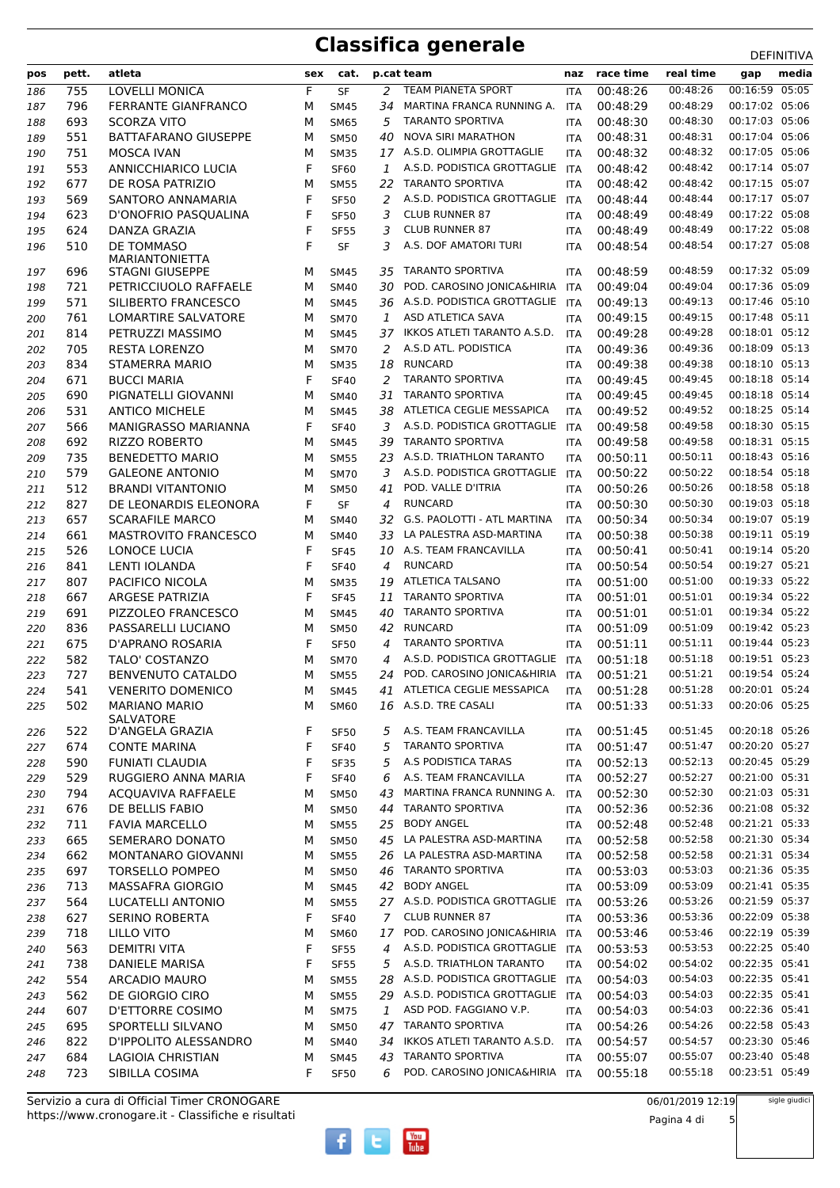# Classifica generale

DEFINITIVA

| pos | pett. | atleta | sex | cat. | p.cat | team | naz | race time | real time | gap | media |
|---|---|---|---|---|---|---|---|---|---|---|---|
| 186 | 755 | LOVELLI MONICA | F | SF | 2 | TEAM PIANETA SPORT | ITA | 00:48:26 | 00:48:26 | 00:16:59 | 05:05 |
| 187 | 796 | FERRANTE GIANFRANCO | M | SM45 | 34 | MARTINA FRANCA RUNNING A. | ITA | 00:48:29 | 00:48:29 | 00:17:02 | 05:06 |
| 188 | 693 | SCORZA VITO | M | SM65 | 5 | TARANTO SPORTIVA | ITA | 00:48:30 | 00:48:30 | 00:17:03 | 05:06 |
| 189 | 551 | BATTAFARANO GIUSEPPE | M | SM50 | 40 | NOVA SIRI MARATHON | ITA | 00:48:31 | 00:48:31 | 00:17:04 | 05:06 |
| 190 | 751 | MOSCA IVAN | M | SM35 | 17 | A.S.D. OLIMPIA GROTTAGLIE | ITA | 00:48:32 | 00:48:32 | 00:17:05 | 05:06 |
| 191 | 553 | ANNICCHIARICO LUCIA | F | SF60 | 1 | A.S.D. PODISTICA GROTTAGLIE | ITA | 00:48:42 | 00:48:42 | 00:17:14 | 05:07 |
| 192 | 677 | DE ROSA PATRIZIO | M | SM55 | 22 | TARANTO SPORTIVA | ITA | 00:48:42 | 00:48:42 | 00:17:15 | 05:07 |
| 193 | 569 | SANTORO ANNAMARIA | F | SF50 | 2 | A.S.D. PODISTICA GROTTAGLIE | ITA | 00:48:44 | 00:48:44 | 00:17:17 | 05:07 |
| 194 | 623 | D'ONOFRIO PASQUALINA | F | SF50 | 3 | CLUB RUNNER 87 | ITA | 00:48:49 | 00:48:49 | 00:17:22 | 05:08 |
| 195 | 624 | DANZA GRAZIA | F | SF55 | 3 | CLUB RUNNER 87 | ITA | 00:48:49 | 00:48:49 | 00:17:22 | 05:08 |
| 196 | 510 | DE TOMMASO MARIANTONIETTA | F | SF | 3 | A.S. DOF AMATORI TURI | ITA | 00:48:54 | 00:48:54 | 00:17:27 | 05:08 |
| 197 | 696 | STAGNI GIUSEPPE | M | SM45 | 35 | TARANTO SPORTIVA | ITA | 00:48:59 | 00:48:59 | 00:17:32 | 05:09 |
| 198 | 721 | PETRICCIUOLO RAFFAELE | M | SM40 | 30 | POD. CAROSINO JONICA&HIRIA | ITA | 00:49:04 | 00:49:04 | 00:17:36 | 05:09 |
| 199 | 571 | SILIBERTO FRANCESCO | M | SM45 | 36 | A.S.D. PODISTICA GROTTAGLIE | ITA | 00:49:13 | 00:49:13 | 00:17:46 | 05:10 |
| 200 | 761 | LOMARTIRE SALVATORE | M | SM70 | 1 | ASD ATLETICA SAVA | ITA | 00:49:15 | 00:49:15 | 00:17:48 | 05:11 |
| 201 | 814 | PETRUZZI MASSIMO | M | SM45 | 37 | IKKOS ATLETI TARANTO A.S.D. | ITA | 00:49:28 | 00:49:28 | 00:18:01 | 05:12 |
| 202 | 705 | RESTA LORENZO | M | SM70 | 2 | A.S.D ATL. PODISTICA | ITA | 00:49:36 | 00:49:36 | 00:18:09 | 05:13 |
| 203 | 834 | STAMERRA MARIO | M | SM35 | 18 | RUNCARD | ITA | 00:49:38 | 00:49:38 | 00:18:10 | 05:13 |
| 204 | 671 | BUCCI MARIA | F | SF40 | 2 | TARANTO SPORTIVA | ITA | 00:49:45 | 00:49:45 | 00:18:18 | 05:14 |
| 205 | 690 | PIGNATELLI GIOVANNI | M | SM40 | 31 | TARANTO SPORTIVA | ITA | 00:49:45 | 00:49:45 | 00:18:18 | 05:14 |
| 206 | 531 | ANTICO MICHELE | M | SM45 | 38 | ATLETICA CEGLIE MESSAPICA | ITA | 00:49:52 | 00:49:52 | 00:18:25 | 05:14 |
| 207 | 566 | MANIGRASSO MARIANNA | F | SF40 | 3 | A.S.D. PODISTICA GROTTAGLIE | ITA | 00:49:58 | 00:49:58 | 00:18:30 | 05:15 |
| 208 | 692 | RIZZO ROBERTO | M | SM45 | 39 | TARANTO SPORTIVA | ITA | 00:49:58 | 00:49:58 | 00:18:31 | 05:15 |
| 209 | 735 | BENEDETTO MARIO | M | SM55 | 23 | A.S.D. TRIATHLON TARANTO | ITA | 00:50:11 | 00:50:11 | 00:18:43 | 05:16 |
| 210 | 579 | GALEONE ANTONIO | M | SM70 | 3 | A.S.D. PODISTICA GROTTAGLIE | ITA | 00:50:22 | 00:50:22 | 00:18:54 | 05:18 |
| 211 | 512 | BRANDI VITANTONIO | M | SM50 | 41 | POD. VALLE D'ITRIA | ITA | 00:50:26 | 00:50:26 | 00:18:58 | 05:18 |
| 212 | 827 | DE LEONARDIS ELEONORA | F | SF | 4 | RUNCARD | ITA | 00:50:30 | 00:50:30 | 00:19:03 | 05:18 |
| 213 | 657 | SCARAFILE MARCO | M | SM40 | 32 | G.S. PAOLOTTI - ATL MARTINA | ITA | 00:50:34 | 00:50:34 | 00:19:07 | 05:19 |
| 214 | 661 | MASTROVITO FRANCESCO | M | SM40 | 33 | LA PALESTRA ASD-MARTINA | ITA | 00:50:38 | 00:50:38 | 00:19:11 | 05:19 |
| 215 | 526 | LONOCE LUCIA | F | SF45 | 10 | A.S. TEAM FRANCAVILLA | ITA | 00:50:41 | 00:50:41 | 00:19:14 | 05:20 |
| 216 | 841 | LENTI IOLANDA | F | SF40 | 4 | RUNCARD | ITA | 00:50:54 | 00:50:54 | 00:19:27 | 05:21 |
| 217 | 807 | PACIFICO NICOLA | M | SM35 | 19 | ATLETICA TALSANO | ITA | 00:51:00 | 00:51:00 | 00:19:33 | 05:22 |
| 218 | 667 | ARGESE PATRIZIA | F | SF45 | 11 | TARANTO SPORTIVA | ITA | 00:51:01 | 00:51:01 | 00:19:34 | 05:22 |
| 219 | 691 | PIZZOLEO FRANCESCO | M | SM45 | 40 | TARANTO SPORTIVA | ITA | 00:51:01 | 00:51:01 | 00:19:34 | 05:22 |
| 220 | 836 | PASSARELLI LUCIANO | M | SM50 | 42 | RUNCARD | ITA | 00:51:09 | 00:51:09 | 00:19:42 | 05:23 |
| 221 | 675 | D'APRANO ROSARIA | F | SF50 | 4 | TARANTO SPORTIVA | ITA | 00:51:11 | 00:51:11 | 00:19:44 | 05:23 |
| 222 | 582 | TALO' COSTANZO | M | SM70 | 4 | A.S.D. PODISTICA GROTTAGLIE | ITA | 00:51:18 | 00:51:18 | 00:19:51 | 05:23 |
| 223 | 727 | BENVENUTO CATALDO | M | SM55 | 24 | POD. CAROSINO JONICA&HIRIA | ITA | 00:51:21 | 00:51:21 | 00:19:54 | 05:24 |
| 224 | 541 | VENERITO DOMENICO | M | SM45 | 41 | ATLETICA CEGLIE MESSAPICA | ITA | 00:51:28 | 00:51:28 | 00:20:01 | 05:24 |
| 225 | 502 | MARIANO MARIO SALVATORE | M | SM60 | 16 | A.S.D. TRE CASALI | ITA | 00:51:33 | 00:51:33 | 00:20:06 | 05:25 |
| 226 | 522 | D'ANGELA GRAZIA | F | SF50 | 5 | A.S. TEAM FRANCAVILLA | ITA | 00:51:45 | 00:51:45 | 00:20:18 | 05:26 |
| 227 | 674 | CONTE MARINA | F | SF40 | 5 | TARANTO SPORTIVA | ITA | 00:51:47 | 00:51:47 | 00:20:20 | 05:27 |
| 228 | 590 | FUNIATI CLAUDIA | F | SF35 | 5 | A.S PODISTICA TARAS | ITA | 00:52:13 | 00:52:13 | 00:20:45 | 05:29 |
| 229 | 529 | RUGGIERO ANNA MARIA | F | SF40 | 6 | A.S. TEAM FRANCAVILLA | ITA | 00:52:27 | 00:52:27 | 00:21:00 | 05:31 |
| 230 | 794 | ACQUAVIVA RAFFAELE | M | SM50 | 43 | MARTINA FRANCA RUNNING A. | ITA | 00:52:30 | 00:52:30 | 00:21:03 | 05:31 |
| 231 | 676 | DE BELLIS FABIO | M | SM50 | 44 | TARANTO SPORTIVA | ITA | 00:52:36 | 00:52:36 | 00:21:08 | 05:32 |
| 232 | 711 | FAVIA MARCELLO | M | SM55 | 25 | BODY ANGEL | ITA | 00:52:48 | 00:52:48 | 00:21:21 | 05:33 |
| 233 | 665 | SEMERARO DONATO | M | SM50 | 45 | LA PALESTRA ASD-MARTINA | ITA | 00:52:58 | 00:52:58 | 00:21:30 | 05:34 |
| 234 | 662 | MONTANARO GIOVANNI | M | SM55 | 26 | LA PALESTRA ASD-MARTINA | ITA | 00:52:58 | 00:52:58 | 00:21:31 | 05:34 |
| 235 | 697 | TORSELLO POMPEO | M | SM50 | 46 | TARANTO SPORTIVA | ITA | 00:53:03 | 00:53:03 | 00:21:36 | 05:35 |
| 236 | 713 | MASSAFRA GIORGIO | M | SM45 | 42 | BODY ANGEL | ITA | 00:53:09 | 00:53:09 | 00:21:41 | 05:35 |
| 237 | 564 | LUCATELLI ANTONIO | M | SM55 | 27 | A.S.D. PODISTICA GROTTAGLIE | ITA | 00:53:26 | 00:53:26 | 00:21:59 | 05:37 |
| 238 | 627 | SERINO ROBERTA | F | SF40 | 7 | CLUB RUNNER 87 | ITA | 00:53:36 | 00:53:36 | 00:22:09 | 05:38 |
| 239 | 718 | LILLO VITO | M | SM60 | 17 | POD. CAROSINO JONICA&HIRIA | ITA | 00:53:46 | 00:53:46 | 00:22:19 | 05:39 |
| 240 | 563 | DEMITRI VITA | F | SF55 | 4 | A.S.D. PODISTICA GROTTAGLIE | ITA | 00:53:53 | 00:53:53 | 00:22:25 | 05:40 |
| 241 | 738 | DANIELE MARISA | F | SF55 | 5 | A.S.D. TRIATHLON TARANTO | ITA | 00:54:02 | 00:54:02 | 00:22:35 | 05:41 |
| 242 | 554 | ARCADIO MAURO | M | SM55 | 28 | A.S.D. PODISTICA GROTTAGLIE | ITA | 00:54:03 | 00:54:03 | 00:22:35 | 05:41 |
| 243 | 562 | DE GIORGIO CIRO | M | SM55 | 29 | A.S.D. PODISTICA GROTTAGLIE | ITA | 00:54:03 | 00:54:03 | 00:22:35 | 05:41 |
| 244 | 607 | D'ETTORRE COSIMO | M | SM75 | 1 | ASD POD. FAGGIANO V.P. | ITA | 00:54:03 | 00:54:03 | 00:22:36 | 05:41 |
| 245 | 695 | SPORTELLI SILVANO | M | SM50 | 47 | TARANTO SPORTIVA | ITA | 00:54:26 | 00:54:26 | 00:22:58 | 05:43 |
| 246 | 822 | D'IPPOLITO ALESSANDRO | M | SM40 | 34 | IKKOS ATLETI TARANTO A.S.D. | ITA | 00:54:57 | 00:54:57 | 00:23:30 | 05:46 |
| 247 | 684 | LAGIOIA CHRISTIAN | M | SM45 | 43 | TARANTO SPORTIVA | ITA | 00:55:07 | 00:55:07 | 00:23:40 | 05:48 |
| 248 | 723 | SIBILLA COSIMA | F | SF50 | 6 | POD. CAROSINO JONICA&HIRIA | ITA | 00:55:18 | 00:55:18 | 00:23:51 | 05:49 |

Servizio a cura di Official Timer CRONOGARE
https://www.cronogare.it - Classifiche e risultati

06/01/2019 12:19

sigle giudici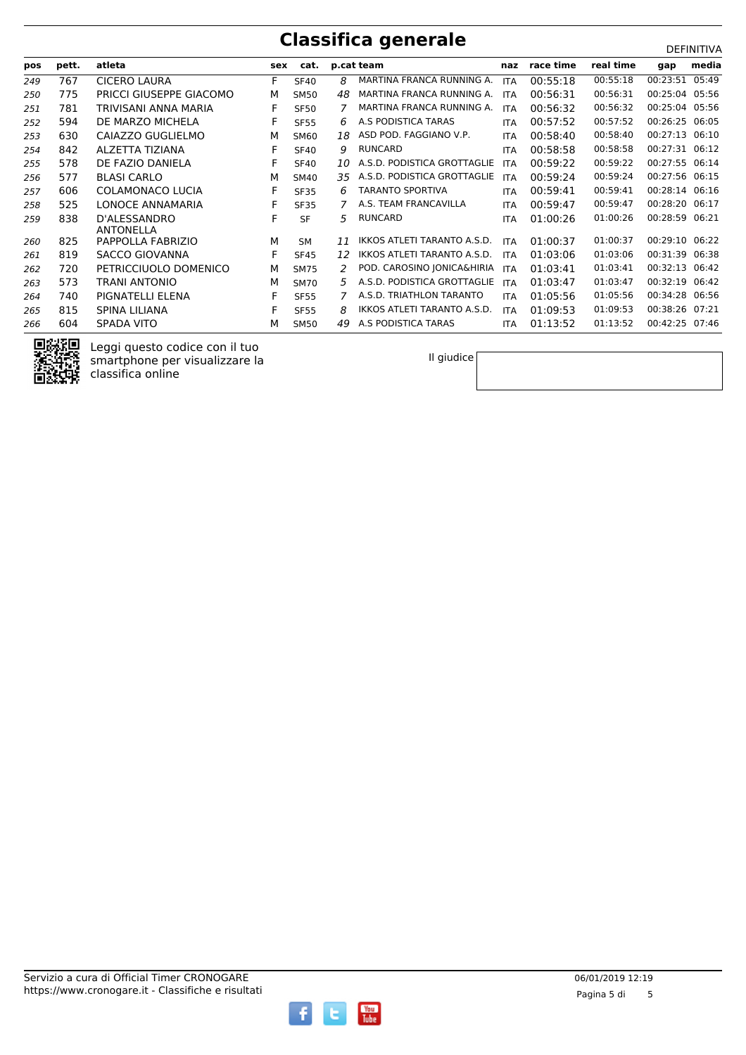# Classifica generale

DEFINITIVA

| pos | pett. | atleta | sex | cat. | p.cat | team | naz | race time | real time | gap | media |
|---|---|---|---|---|---|---|---|---|---|---|---|
| 249 | 767 | CICERO LAURA | F | SF40 | 8 | MARTINA FRANCA RUNNING A. | ITA | 00:55:18 | 00:55:18 | 00:23:51 | 05:49 |
| 250 | 775 | PRICCI GIUSEPPE GIACOMO | M | SM50 | 48 | MARTINA FRANCA RUNNING A. | ITA | 00:56:31 | 00:56:31 | 00:25:04 | 05:56 |
| 251 | 781 | TRIVISANI ANNA MARIA | F | SF50 | 7 | MARTINA FRANCA RUNNING A. | ITA | 00:56:32 | 00:56:32 | 00:25:04 | 05:56 |
| 252 | 594 | DE MARZO MICHELA | F | SF55 | 6 | A.S PODISTICA TARAS | ITA | 00:57:52 | 00:57:52 | 00:26:25 | 06:05 |
| 253 | 630 | CAIAZZO GUGLIELMO | M | SM60 | 18 | ASD POD. FAGGIANO V.P. | ITA | 00:58:40 | 00:58:40 | 00:27:13 | 06:10 |
| 254 | 842 | ALZETTA TIZIANA | F | SF40 | 9 | RUNCARD | ITA | 00:58:58 | 00:58:58 | 00:27:31 | 06:12 |
| 255 | 578 | DE FAZIO DANIELA | F | SF40 | 10 | A.S.D. PODISTICA GROTTAGLIE | ITA | 00:59:22 | 00:59:22 | 00:27:55 | 06:14 |
| 256 | 577 | BLASI CARLO | M | SM40 | 35 | A.S.D. PODISTICA GROTTAGLIE | ITA | 00:59:24 | 00:59:24 | 00:27:56 | 06:15 |
| 257 | 606 | COLAMONACO LUCIA | F | SF35 | 6 | TARANTO SPORTIVA | ITA | 00:59:41 | 00:59:41 | 00:28:14 | 06:16 |
| 258 | 525 | LONOCE ANNAMARIA | F | SF35 | 7 | A.S. TEAM FRANCAVILLA | ITA | 00:59:47 | 00:59:47 | 00:28:20 | 06:17 |
| 259 | 838 | D'ALESSANDRO ANTONELLA | F | SF | 5 | RUNCARD | ITA | 01:00:26 | 01:00:26 | 00:28:59 | 06:21 |
| 260 | 825 | PAPPOLLA FABRIZIO | M | SM | 11 | IKKOS ATLETI TARANTO A.S.D. | ITA | 01:00:37 | 01:00:37 | 00:29:10 | 06:22 |
| 261 | 819 | SACCO GIOVANNA | F | SF45 | 12 | IKKOS ATLETI TARANTO A.S.D. | ITA | 01:03:06 | 01:03:06 | 00:31:39 | 06:38 |
| 262 | 720 | PETRICCIUOLO DOMENICO | M | SM75 | 2 | POD. CAROSINO JONICA&HIRIA | ITA | 01:03:41 | 01:03:41 | 00:32:13 | 06:42 |
| 263 | 573 | TRANI ANTONIO | M | SM70 | 5 | A.S.D. PODISTICA GROTTAGLIE | ITA | 01:03:47 | 01:03:47 | 00:32:19 | 06:42 |
| 264 | 740 | PIGNATELLI ELENA | F | SF55 | 7 | A.S.D. TRIATHLON TARANTO | ITA | 01:05:56 | 01:05:56 | 00:34:28 | 06:56 |
| 265 | 815 | SPINA LILIANA | F | SF55 | 8 | IKKOS ATLETI TARANTO A.S.D. | ITA | 01:09:53 | 01:09:53 | 00:38:26 | 07:21 |
| 266 | 604 | SPADA VITO | M | SM50 | 49 | A.S PODISTICA TARAS | ITA | 01:13:52 | 01:13:52 | 00:42:25 | 07:46 |

Leggi questo codice con il tuo smartphone per visualizzare la classifica online

Il giudice

Servizio a cura di Official Timer CRONOGARE
https://www.cronogare.it - Classifiche e risultati

06/01/2019 12:19